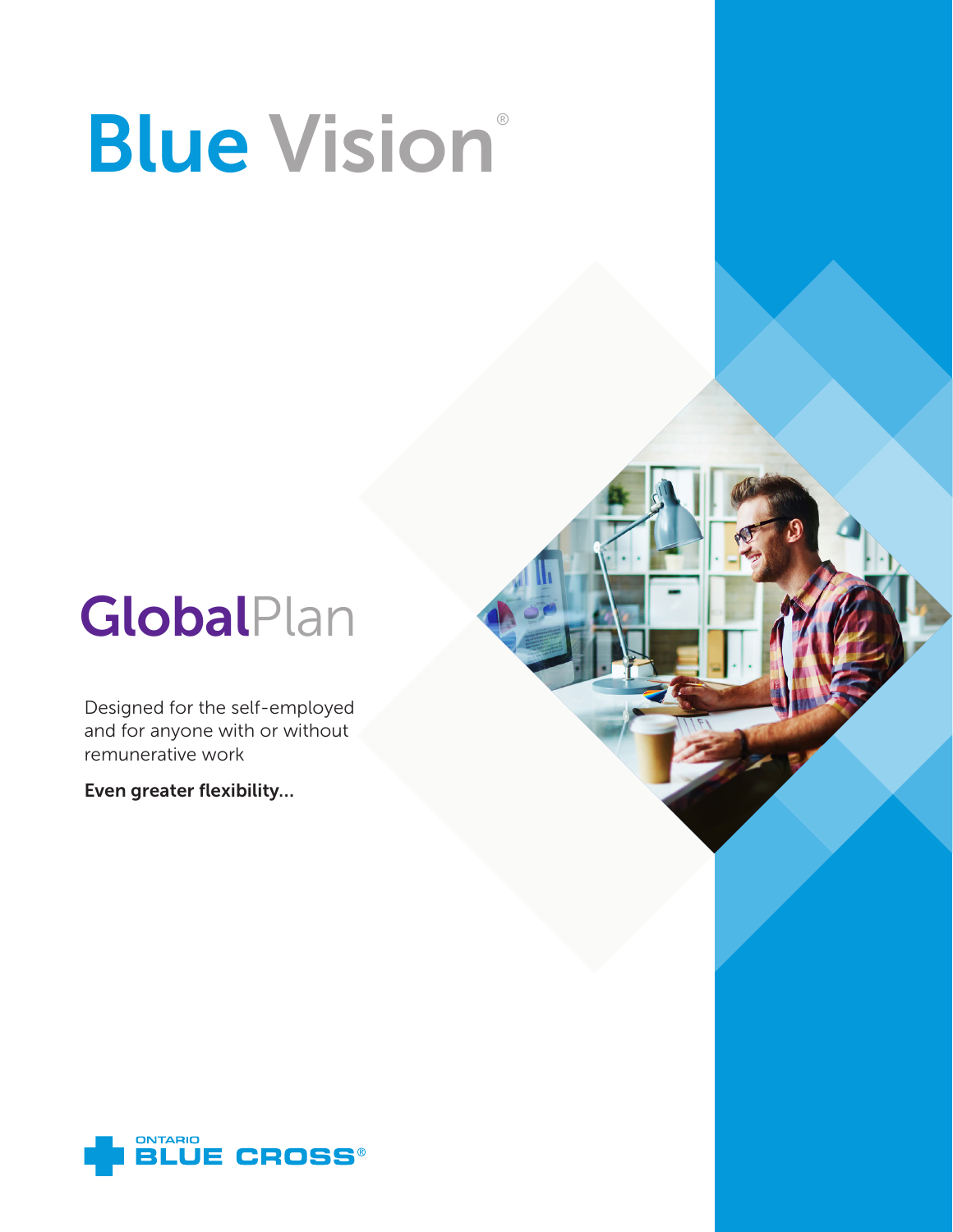# Blue Vision®

## GlobalPlan

Designed for the self-employed and for anyone with or without remunerative work

**Even greater flexibility...**

ONTARIO BLUE CROSS®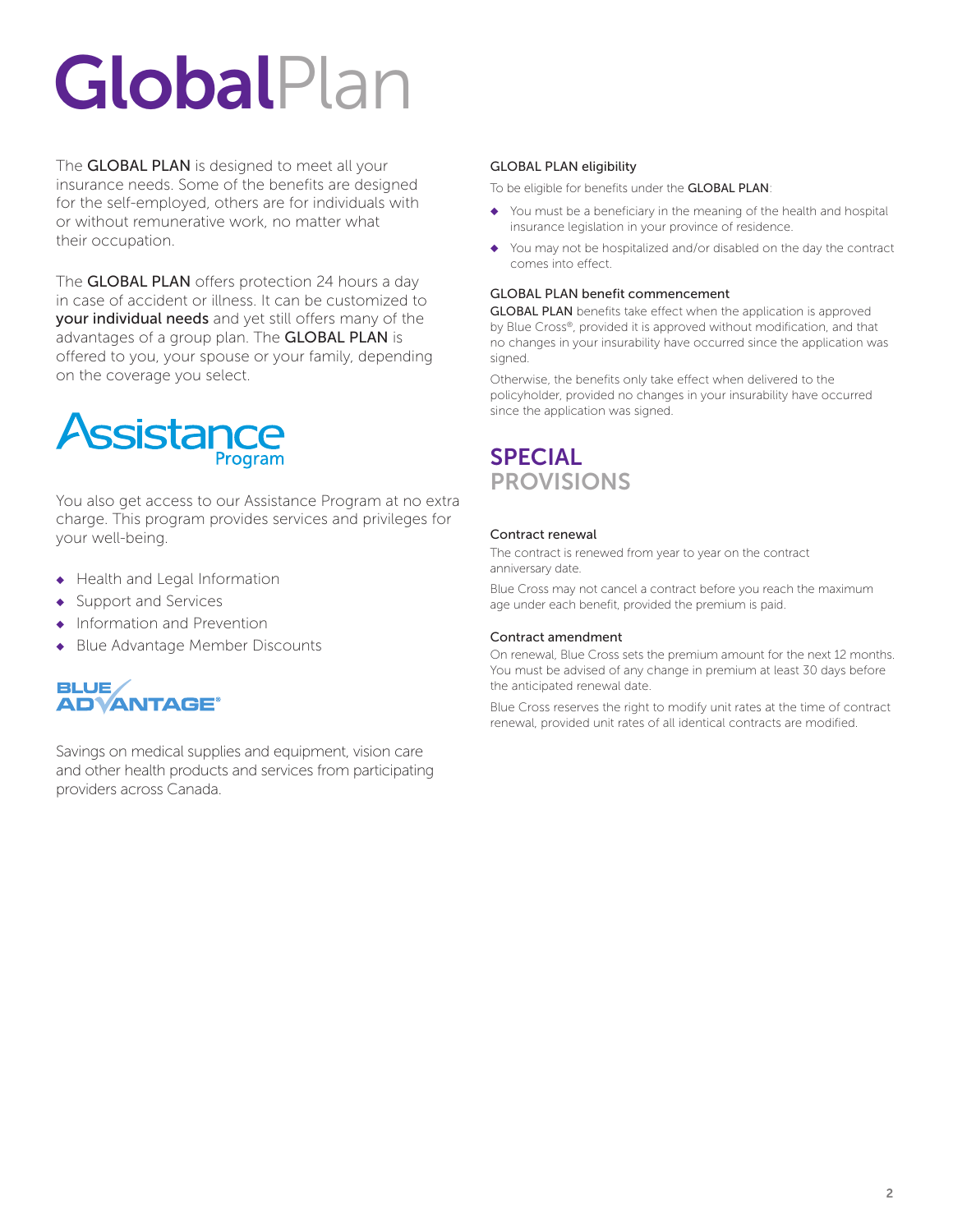# GlobalPlan

The **GLOBAL PLAN** is designed to meet all your insurance needs. Some of the benefits are designed for the self-employed, others are for individuals with or without remunerative work, no matter what their occupation.

The **GLOBAL PLAN** offers protection 24 hours a day in case of accident or illness. It can be customized to **your individual needs** and yet still offers many of the advantages of a group plan. The **GLOBAL PLAN** is offered to you, your spouse or your family, depending on the coverage you select.

## Assistance Program

You also get access to our Assistance Program at no extra charge. This program provides services and privileges for your well-being.

- Health and Legal Information
- Support and Services
- Information and Prevention
- Blue Advantage Member Discounts

## BLUE ADVANTAGE®

Savings on medical supplies and equipment, vision care and other health products and services from participating providers across Canada.

### GLOBAL PLAN eligibility

To be eligible for benefits under the **GLOBAL PLAN**:

- You must be a beneficiary in the meaning of the health and hospital insurance legislation in your province of residence.
- You may not be hospitalized and/or disabled on the day the contract comes into effect.

### GLOBAL PLAN benefit commencement

**GLOBAL PLAN** benefits take effect when the application is approved by Blue Cross®, provided it is approved without modification, and that no changes in your insurability have occurred since the application was signed.

Otherwise, the benefits only take effect when delivered to the policyholder, provided no changes in your insurability have occurred since the application was signed.

## SPECIAL PROVISIONS

### Contract renewal

The contract is renewed from year to year on the contract anniversary date.

Blue Cross may not cancel a contract before you reach the maximum age under each benefit, provided the premium is paid.

### Contract amendment

On renewal, Blue Cross sets the premium amount for the next 12 months. You must be advised of any change in premium at least 30 days before the anticipated renewal date.

Blue Cross reserves the right to modify unit rates at the time of contract renewal, provided unit rates of all identical contracts are modified.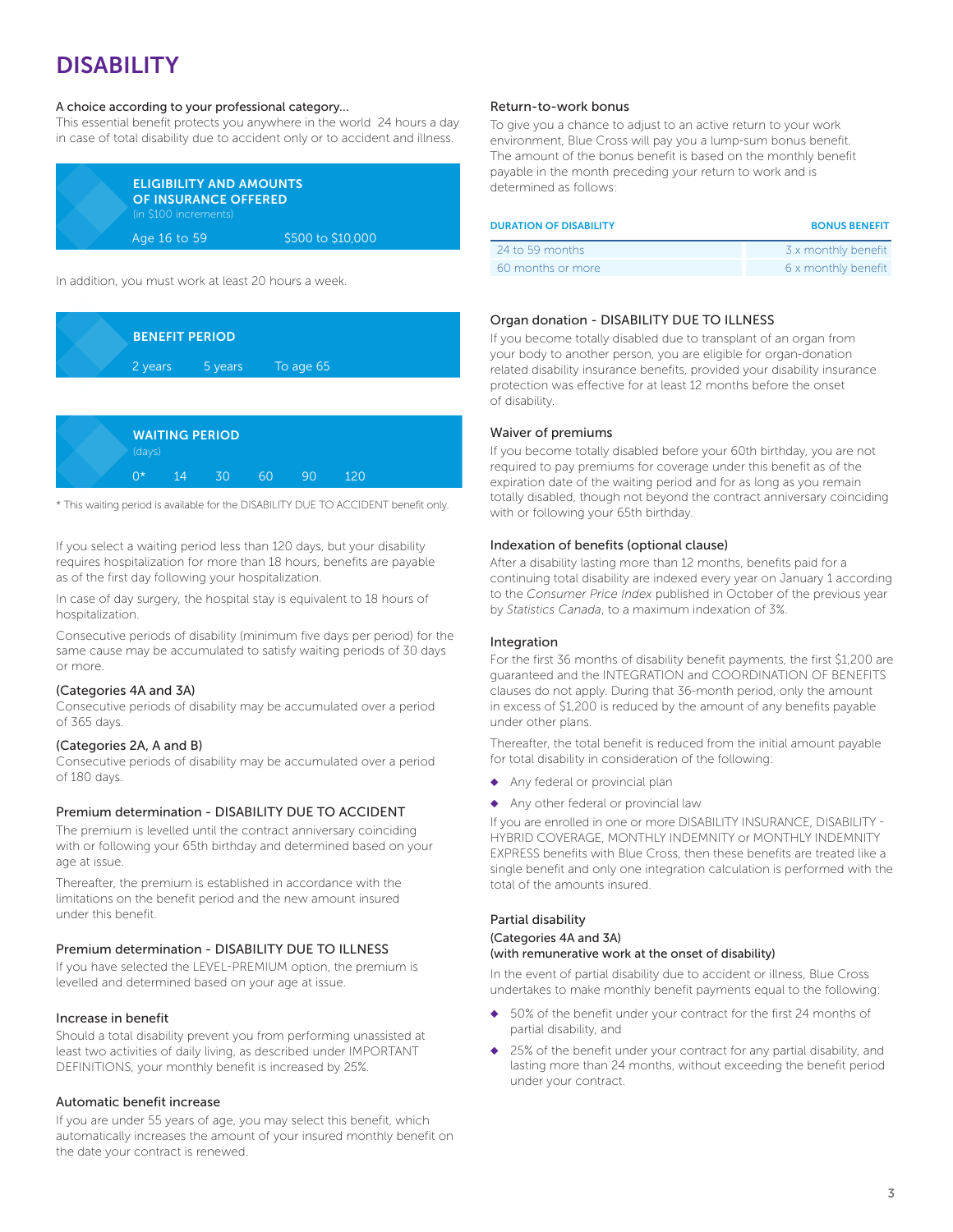# DISABILITY

### A choice according to your professional category...

This essential benefit protects you anywhere in the world 24 hours a day in case of total disability due to accident only or to accident and illness.

| ELIGIBILITY AND AMOUNTS OF INSURANCE OFFERED (in $100 increments) | |
|---|---|
| Age 16 to 59 | $500 to $10,000 |

In addition, you must work at least 20 hours a week.

| BENEFIT PERIOD | | |
|---|---|---|
| 2 years | 5 years | To age 65 |

| WAITING PERIOD (days) | | | | | |
|---|---|---|---|---|---|
| 0* | 14 | 30 | 60 | 90 | 120 |

\* This waiting period is available for the DISABILITY DUE TO ACCIDENT benefit only.

If you select a waiting period less than 120 days, but your disability requires hospitalization for more than 18 hours, benefits are payable as of the first day following your hospitalization.

In case of day surgery, the hospital stay is equivalent to 18 hours of hospitalization.

Consecutive periods of disability (minimum five days per period) for the same cause may be accumulated to satisfy waiting periods of 30 days or more.

### (Categories 4A and 3A)

Consecutive periods of disability may be accumulated over a period of 365 days.

### (Categories 2A, A and B)

Consecutive periods of disability may be accumulated over a period of 180 days.

### Premium determination - DISABILITY DUE TO ACCIDENT

The premium is levelled until the contract anniversary coinciding with or following your 65th birthday and determined based on your age at issue.

Thereafter, the premium is established in accordance with the limitations on the benefit period and the new amount insured under this benefit.

### Premium determination - DISABILITY DUE TO ILLNESS

If you have selected the LEVEL-PREMIUM option, the premium is levelled and determined based on your age at issue.

### Increase in benefit

Should a total disability prevent you from performing unassisted at least two activities of daily living, as described under IMPORTANT DEFINITIONS, your monthly benefit is increased by 25%.

### Automatic benefit increase

If you are under 55 years of age, you may select this benefit, which automatically increases the amount of your insured monthly benefit on the date your contract is renewed.

### Return-to-work bonus

To give you a chance to adjust to an active return to your work environment, Blue Cross will pay you a lump-sum bonus benefit. The amount of the bonus benefit is based on the monthly benefit payable in the month preceding your return to work and is determined as follows:

| DURATION OF DISABILITY | BONUS BENEFIT |
|---|---|
| 24 to 59 months | 3 x monthly benefit |
| 60 months or more | 6 x monthly benefit |

### Organ donation - DISABILITY DUE TO ILLNESS

If you become totally disabled due to transplant of an organ from your body to another person, you are eligible for organ-donation related disability insurance benefits, provided your disability insurance protection was effective for at least 12 months before the onset of disability.

### Waiver of premiums

If you become totally disabled before your 60th birthday, you are not required to pay premiums for coverage under this benefit as of the expiration date of the waiting period and for as long as you remain totally disabled, though not beyond the contract anniversary coinciding with or following your 65th birthday.

### Indexation of benefits (optional clause)

After a disability lasting more than 12 months, benefits paid for a continuing total disability are indexed every year on January 1 according to the *Consumer Price Index* published in October of the previous year by *Statistics Canada*, to a maximum indexation of 3%.

### Integration

For the first 36 months of disability benefit payments, the first $1,200 are guaranteed and the INTEGRATION and COORDINATION OF BENEFITS clauses do not apply. During that 36-month period, only the amount in excess of $1,200 is reduced by the amount of any benefits payable under other plans.

Thereafter, the total benefit is reduced from the initial amount payable for total disability in consideration of the following:

- Any federal or provincial plan
- Any other federal or provincial law

If you are enrolled in one or more DISABILITY INSURANCE, DISABILITY - HYBRID COVERAGE, MONTHLY INDEMNITY or MONTHLY INDEMNITY EXPRESS benefits with Blue Cross, then these benefits are treated like a single benefit and only one integration calculation is performed with the total of the amounts insured.

### Partial disability

#### (Categories 4A and 3A)
#### (with remunerative work at the onset of disability)

In the event of partial disability due to accident or illness, Blue Cross undertakes to make monthly benefit payments equal to the following:

- 50% of the benefit under your contract for the first 24 months of partial disability, and
- 25% of the benefit under your contract for any partial disability, and lasting more than 24 months, without exceeding the benefit period under your contract.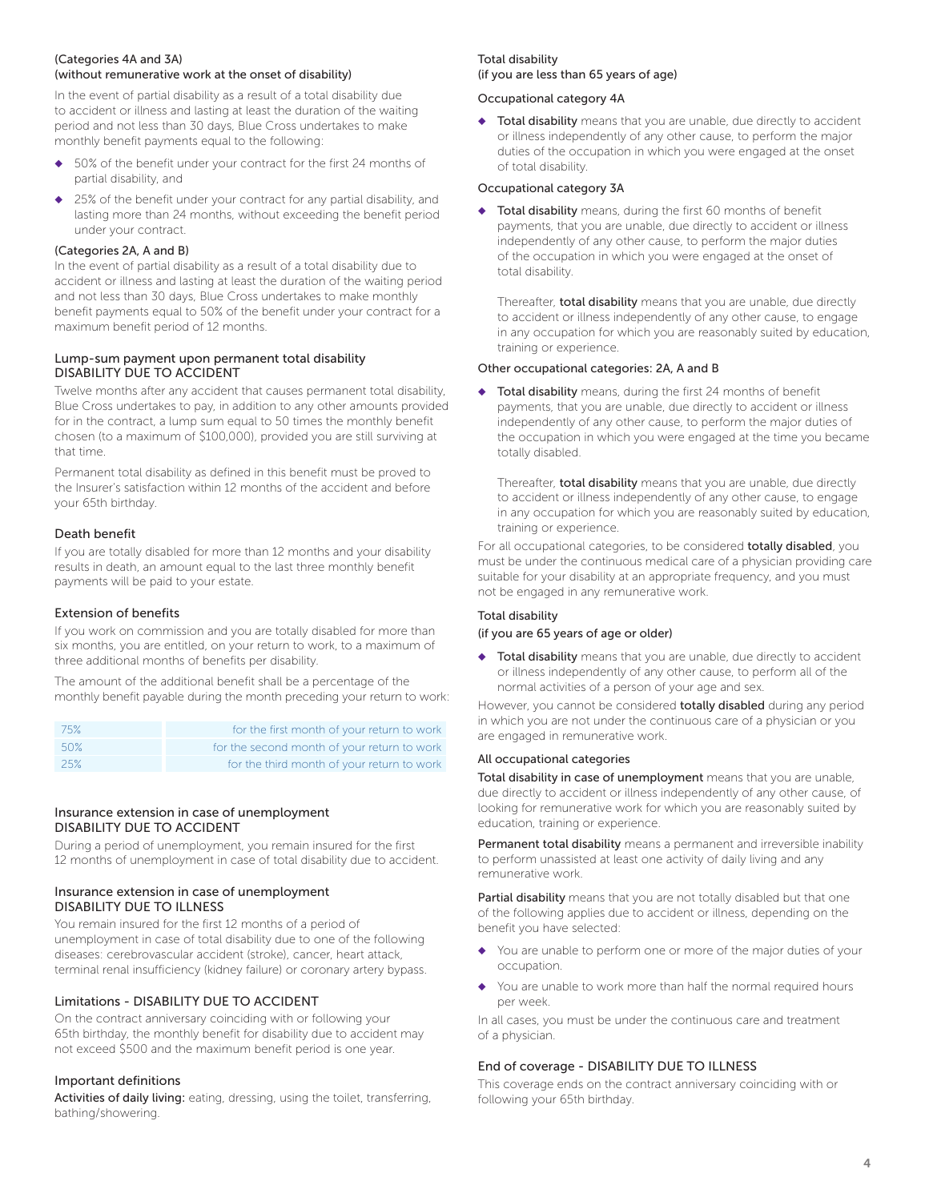(Categories 4A and 3A)
(without remunerative work at the onset of disability)

In the event of partial disability as a result of a total disability due to accident or illness and lasting at least the duration of the waiting period and not less than 30 days, Blue Cross undertakes to make monthly benefit payments equal to the following:

- 50% of the benefit under your contract for the first 24 months of partial disability, and
- 25% of the benefit under your contract for any partial disability, and lasting more than 24 months, without exceeding the benefit period under your contract.

(Categories 2A, A and B)
In the event of partial disability as a result of a total disability due to accident or illness and lasting at least the duration of the waiting period and not less than 30 days, Blue Cross undertakes to make monthly benefit payments equal to 50% of the benefit under your contract for a maximum benefit period of 12 months.

### Lump-sum payment upon permanent total disability DISABILITY DUE TO ACCIDENT

Twelve months after any accident that causes permanent total disability, Blue Cross undertakes to pay, in addition to any other amounts provided for in the contract, a lump sum equal to 50 times the monthly benefit chosen (to a maximum of $100,000), provided you are still surviving at that time.

Permanent total disability as defined in this benefit must be proved to the Insurer's satisfaction within 12 months of the accident and before your 65th birthday.

### Death benefit

If you are totally disabled for more than 12 months and your disability results in death, an amount equal to the last three monthly benefit payments will be paid to your estate.

### Extension of benefits

If you work on commission and you are totally disabled for more than six months, you are entitled, on your return to work, to a maximum of three additional months of benefits per disability.

The amount of the additional benefit shall be a percentage of the monthly benefit payable during the month preceding your return to work:

| | |
|---|---|
| 75% | for the first month of your return to work |
| 50% | for the second month of your return to work |
| 25% | for the third month of your return to work |

### Insurance extension in case of unemployment DISABILITY DUE TO ACCIDENT

During a period of unemployment, you remain insured for the first 12 months of unemployment in case of total disability due to accident.

### Insurance extension in case of unemployment DISABILITY DUE TO ILLNESS

You remain insured for the first 12 months of a period of unemployment in case of total disability due to one of the following diseases: cerebrovascular accident (stroke), cancer, heart attack, terminal renal insufficiency (kidney failure) or coronary artery bypass.

### Limitations - DISABILITY DUE TO ACCIDENT

On the contract anniversary coinciding with or following your 65th birthday, the monthly benefit for disability due to accident may not exceed $500 and the maximum benefit period is one year.

### Important definitions

**Activities of daily living:** eating, dressing, using the toilet, transferring, bathing/showering.

Total disability
(if you are less than 65 years of age)

Occupational category 4A

- **Total disability** means that you are unable, due directly to accident or illness independently of any other cause, to perform the major duties of the occupation in which you were engaged at the onset of total disability.

Occupational category 3A

- **Total disability** means, during the first 60 months of benefit payments, that you are unable, due directly to accident or illness independently of any other cause, to perform the major duties of the occupation in which you were engaged at the onset of total disability.

  Thereafter, **total disability** means that you are unable, due directly to accident or illness independently of any other cause, to engage in any occupation for which you are reasonably suited by education, training or experience.

Other occupational categories: 2A, A and B

- **Total disability** means, during the first 24 months of benefit payments, that you are unable, due directly to accident or illness independently of any other cause, to perform the major duties of the occupation in which you were engaged at the time you became totally disabled.

  Thereafter, **total disability** means that you are unable, due directly to accident or illness independently of any other cause, to engage in any occupation for which you are reasonably suited by education, training or experience.

For all occupational categories, to be considered **totally disabled**, you must be under the continuous medical care of a physician providing care suitable for your disability at an appropriate frequency, and you must not be engaged in any remunerative work.

Total disability
(if you are 65 years of age or older)

- **Total disability** means that you are unable, due directly to accident or illness independently of any other cause, to perform all of the normal activities of a person of your age and sex.

However, you cannot be considered **totally disabled** during any period in which you are not under the continuous care of a physician or you are engaged in remunerative work.

All occupational categories

**Total disability in case of unemployment** means that you are unable, due directly to accident or illness independently of any other cause, of looking for remunerative work for which you are reasonably suited by education, training or experience.

**Permanent total disability** means a permanent and irreversible inability to perform unassisted at least one activity of daily living and any remunerative work.

**Partial disability** means that you are not totally disabled but that one of the following applies due to accident or illness, depending on the benefit you have selected:

- You are unable to perform one or more of the major duties of your occupation.
- You are unable to work more than half the normal required hours per week.

In all cases, you must be under the continuous care and treatment of a physician.

### End of coverage - DISABILITY DUE TO ILLNESS

This coverage ends on the contract anniversary coinciding with or following your 65th birthday.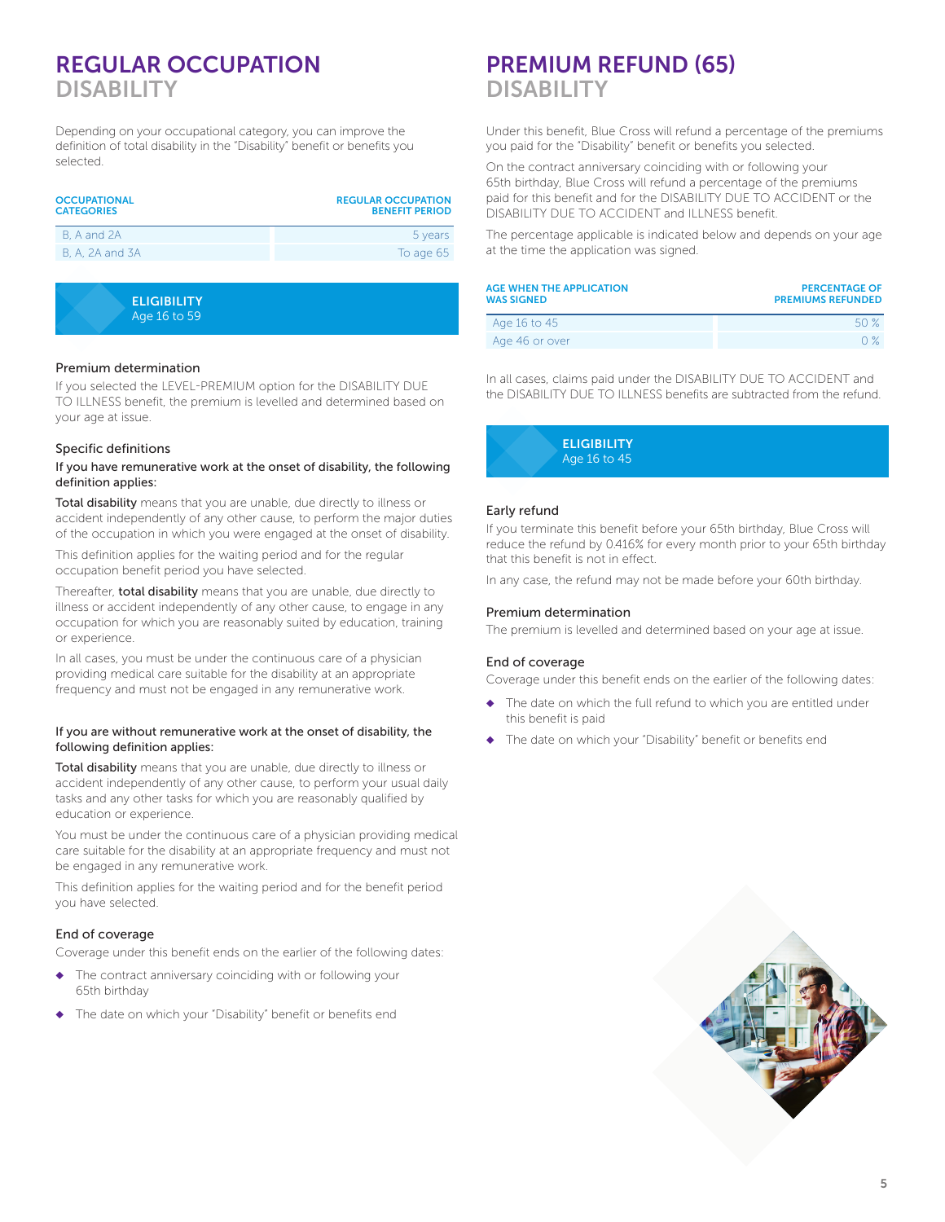# REGULAR OCCUPATION DISABILITY

Depending on your occupational category, you can improve the definition of total disability in the "Disability" benefit or benefits you selected.

| OCCUPATIONAL CATEGORIES | REGULAR OCCUPATION BENEFIT PERIOD |
|---|---|
| B, A and 2A | 5 years |
| B, A, 2A and 3A | To age 65 |

**ELIGIBILITY**
Age 16 to 59

### Premium determination

If you selected the LEVEL-PREMIUM option for the DISABILITY DUE TO ILLNESS benefit, the premium is levelled and determined based on your age at issue.

### Specific definitions

**If you have remunerative work at the onset of disability, the following definition applies:**

**Total disability** means that you are unable, due directly to illness or accident independently of any other cause, to perform the major duties of the occupation in which you were engaged at the onset of disability.

This definition applies for the waiting period and for the regular occupation benefit period you have selected.

Thereafter, **total disability** means that you are unable, due directly to illness or accident independently of any other cause, to engage in any occupation for which you are reasonably suited by education, training or experience.

In all cases, you must be under the continuous care of a physician providing medical care suitable for the disability at an appropriate frequency and must not be engaged in any remunerative work.

**If you are without remunerative work at the onset of disability, the following definition applies:**

**Total disability** means that you are unable, due directly to illness or accident independently of any other cause, to perform your usual daily tasks and any other tasks for which you are reasonably qualified by education or experience.

You must be under the continuous care of a physician providing medical care suitable for the disability at an appropriate frequency and must not be engaged in any remunerative work.

This definition applies for the waiting period and for the benefit period you have selected.

### End of coverage

Coverage under this benefit ends on the earlier of the following dates:

- The contract anniversary coinciding with or following your 65th birthday
- The date on which your "Disability" benefit or benefits end

# PREMIUM REFUND (65) DISABILITY

Under this benefit, Blue Cross will refund a percentage of the premiums you paid for the "Disability" benefit or benefits you selected.

On the contract anniversary coinciding with or following your 65th birthday, Blue Cross will refund a percentage of the premiums paid for this benefit and for the DISABILITY DUE TO ACCIDENT or the DISABILITY DUE TO ACCIDENT and ILLNESS benefit.

The percentage applicable is indicated below and depends on your age at the time the application was signed.

| AGE WHEN THE APPLICATION WAS SIGNED | PERCENTAGE OF PREMIUMS REFUNDED |
|---|---|
| Age 16 to 45 | 50 % |
| Age 46 or over | 0 % |

In all cases, claims paid under the DISABILITY DUE TO ACCIDENT and the DISABILITY DUE TO ILLNESS benefits are subtracted from the refund.

**ELIGIBILITY**
Age 16 to 45

### Early refund

If you terminate this benefit before your 65th birthday, Blue Cross will reduce the refund by 0.416% for every month prior to your 65th birthday that this benefit is not in effect.

In any case, the refund may not be made before your 60th birthday.

### Premium determination

The premium is levelled and determined based on your age at issue.

### End of coverage

Coverage under this benefit ends on the earlier of the following dates:

- The date on which the full refund to which you are entitled under this benefit is paid
- The date on which your "Disability" benefit or benefits end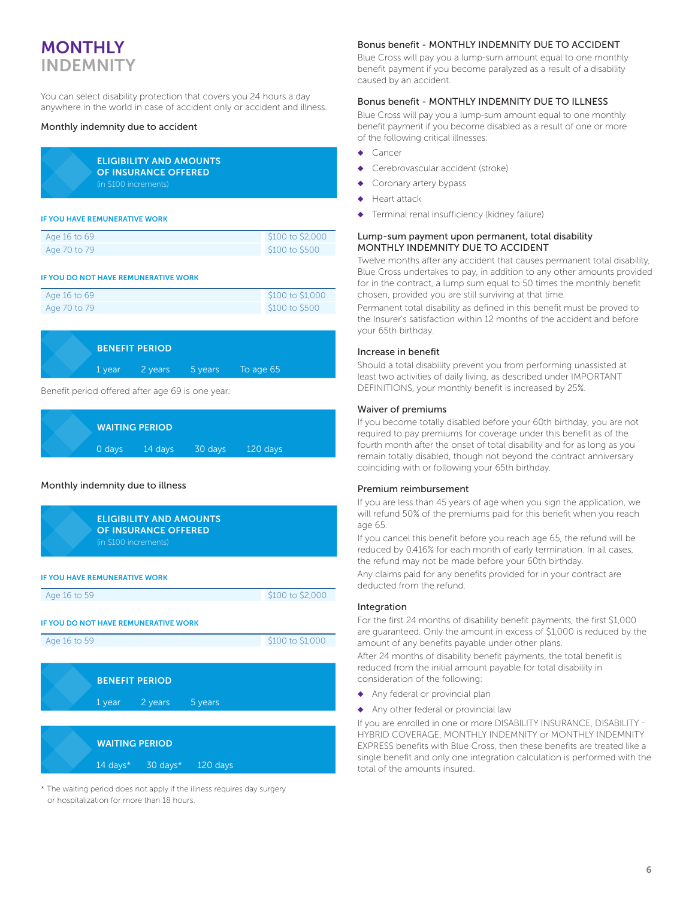# MONTHLY INDEMNITY

You can select disability protection that covers you 24 hours a day anywhere in the world in case of accident only or accident and illness.

## Monthly indemnity due to accident

### ELIGIBILITY AND AMOUNTS OF INSURANCE OFFERED

(in $100 increments)

**IF YOU HAVE REMUNERATIVE WORK**

| Age | Amount |
|---|---|
| Age 16 to 69 | $100 to $2,000 |
| Age 70 to 79 | $100 to $500 |

**IF YOU DO NOT HAVE REMUNERATIVE WORK**

| Age | Amount |
|---|---|
| Age 16 to 69 | $100 to $1,000 |
| Age 70 to 79 | $100 to $500 |

### BENEFIT PERIOD

1 year | 2 years | 5 years | To age 65

Benefit period offered after age 69 is one year.

### WAITING PERIOD

0 days | 14 days | 30 days | 120 days

## Monthly indemnity due to illness

### ELIGIBILITY AND AMOUNTS OF INSURANCE OFFERED

(in $100 increments)

**IF YOU HAVE REMUNERATIVE WORK**

| Age | Amount |
|---|---|
| Age 16 to 59 | $100 to $2,000 |

**IF YOU DO NOT HAVE REMUNERATIVE WORK**

| Age | Amount |
|---|---|
| Age 16 to 59 | $100 to $1,000 |

### BENEFIT PERIOD

1 year | 2 years | 5 years

### WAITING PERIOD

14 days* | 30 days* | 120 days

\* The waiting period does not apply if the illness requires day surgery or hospitalization for more than 18 hours.

### Bonus benefit - MONTHLY INDEMNITY DUE TO ACCIDENT

Blue Cross will pay you a lump-sum amount equal to one monthly benefit payment if you become paralyzed as a result of a disability caused by an accident.

### Bonus benefit - MONTHLY INDEMNITY DUE TO ILLNESS

Blue Cross will pay you a lump-sum amount equal to one monthly benefit payment if you become disabled as a result of one or more of the following critical illnesses:

- Cancer
- Cerebrovascular accident (stroke)
- Coronary artery bypass
- Heart attack
- Terminal renal insufficiency (kidney failure)

### Lump-sum payment upon permanent, total disability MONTHLY INDEMNITY DUE TO ACCIDENT

Twelve months after any accident that causes permanent total disability, Blue Cross undertakes to pay, in addition to any other amounts provided for in the contract, a lump sum equal to 50 times the monthly benefit chosen, provided you are still surviving at that time.

Permanent total disability as defined in this benefit must be proved to the Insurer's satisfaction within 12 months of the accident and before your 65th birthday.

### Increase in benefit

Should a total disability prevent you from performing unassisted at least two activities of daily living, as described under IMPORTANT DEFINITIONS, your monthly benefit is increased by 25%.

### Waiver of premiums

If you become totally disabled before your 60th birthday, you are not required to pay premiums for coverage under this benefit as of the fourth month after the onset of total disability and for as long as you remain totally disabled, though not beyond the contract anniversary coinciding with or following your 65th birthday.

### Premium reimbursement

If you are less than 45 years of age when you sign the application, we will refund 50% of the premiums paid for this benefit when you reach age 65.

If you cancel this benefit before you reach age 65, the refund will be reduced by 0.416% for each month of early termination. In all cases, the refund may not be made before your 60th birthday.

Any claims paid for any benefits provided for in your contract are deducted from the refund.

### Integration

For the first 24 months of disability benefit payments, the first $1,000 are guaranteed. Only the amount in excess of $1,000 is reduced by the amount of any benefits payable under other plans.

After 24 months of disability benefit payments, the total benefit is reduced from the initial amount payable for total disability in consideration of the following:

- Any federal or provincial plan
- Any other federal or provincial law

If you are enrolled in one or more DISABILITY INSURANCE, DISABILITY - HYBRID COVERAGE, MONTHLY INDEMNITY or MONTHLY INDEMNITY EXPRESS benefits with Blue Cross, then these benefits are treated like a single benefit and only one integration calculation is performed with the total of the amounts insured.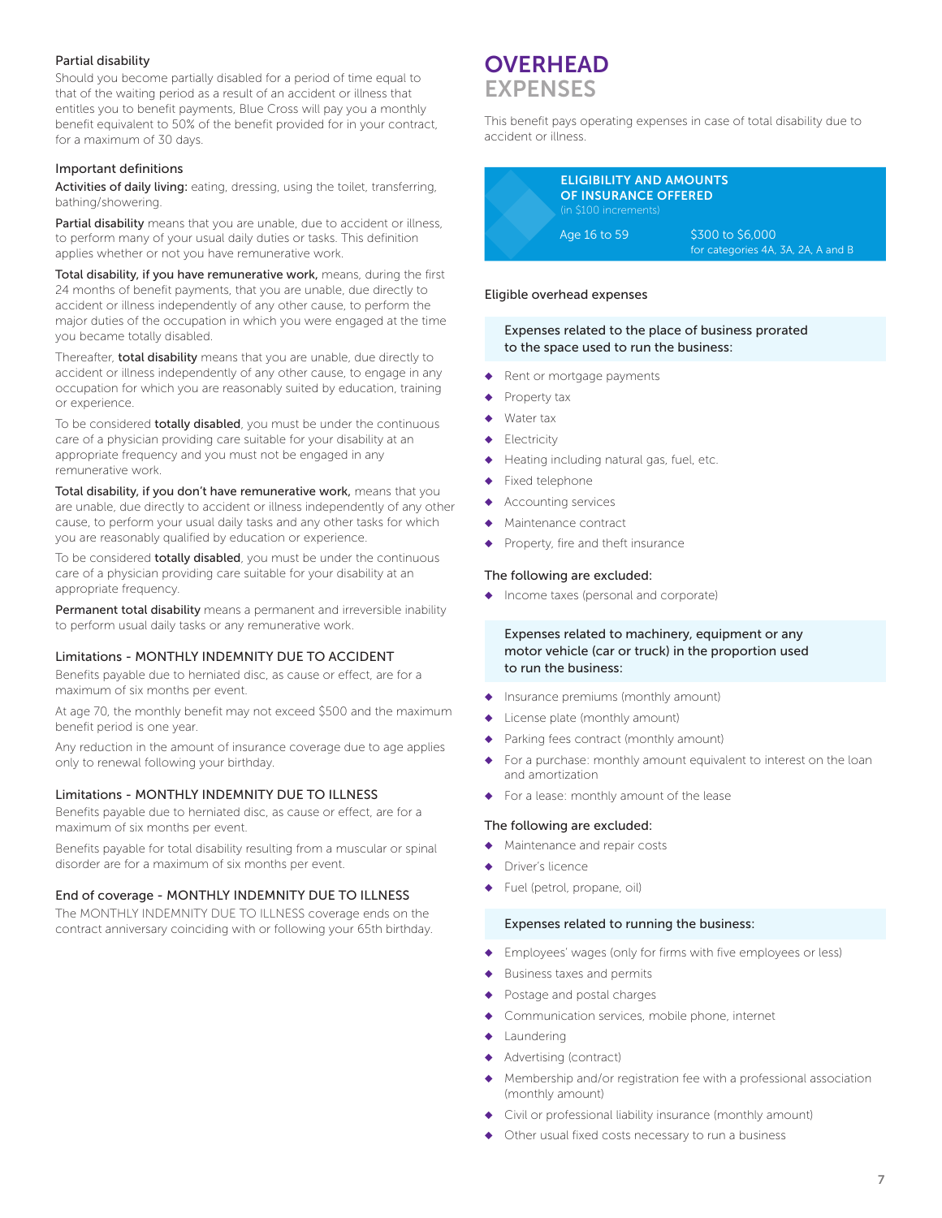### Partial disability

Should you become partially disabled for a period of time equal to that of the waiting period as a result of an accident or illness that entitles you to benefit payments, Blue Cross will pay you a monthly benefit equivalent to 50% of the benefit provided for in your contract, for a maximum of 30 days.

### Important definitions

**Activities of daily living:** eating, dressing, using the toilet, transferring, bathing/showering.

**Partial disability** means that you are unable, due to accident or illness, to perform many of your usual daily duties or tasks. This definition applies whether or not you have remunerative work.

**Total disability, if you have remunerative work,** means, during the first 24 months of benefit payments, that you are unable, due directly to accident or illness independently of any other cause, to perform the major duties of the occupation in which you were engaged at the time you became totally disabled.

Thereafter, **total disability** means that you are unable, due directly to accident or illness independently of any other cause, to engage in any occupation for which you are reasonably suited by education, training or experience.

To be considered **totally disabled**, you must be under the continuous care of a physician providing care suitable for your disability at an appropriate frequency and you must not be engaged in any remunerative work.

**Total disability, if you don't have remunerative work,** means that you are unable, due directly to accident or illness independently of any other cause, to perform your usual daily tasks and any other tasks for which you are reasonably qualified by education or experience.

To be considered **totally disabled**, you must be under the continuous care of a physician providing care suitable for your disability at an appropriate frequency.

**Permanent total disability** means a permanent and irreversible inability to perform usual daily tasks or any remunerative work.

### Limitations - MONTHLY INDEMNITY DUE TO ACCIDENT

Benefits payable due to herniated disc, as cause or effect, are for a maximum of six months per event.

At age 70, the monthly benefit may not exceed $500 and the maximum benefit period is one year.

Any reduction in the amount of insurance coverage due to age applies only to renewal following your birthday.

### Limitations - MONTHLY INDEMNITY DUE TO ILLNESS

Benefits payable due to herniated disc, as cause or effect, are for a maximum of six months per event.

Benefits payable for total disability resulting from a muscular or spinal disorder are for a maximum of six months per event.

### End of coverage - MONTHLY INDEMNITY DUE TO ILLNESS

The MONTHLY INDEMNITY DUE TO ILLNESS coverage ends on the contract anniversary coinciding with or following your 65th birthday.

# OVERHEAD EXPENSES

This benefit pays operating expenses in case of total disability due to accident or illness.

| ELIGIBILITY AND AMOUNTS OF INSURANCE OFFERED (in $100 increments) | |
|---|---|
| Age 16 to 59 | $300 to $6,000 for categories 4A, 3A, 2A, A and B |

### Eligible overhead expenses

**Expenses related to the place of business prorated to the space used to run the business:**

- Rent or mortgage payments
- Property tax
- Water tax
- Electricity
- Heating including natural gas, fuel, etc.
- Fixed telephone
- Accounting services
- Maintenance contract
- Property, fire and theft insurance

The following are excluded:

- Income taxes (personal and corporate)

**Expenses related to machinery, equipment or any motor vehicle (car or truck) in the proportion used to run the business:**

- Insurance premiums (monthly amount)
- License plate (monthly amount)
- Parking fees contract (monthly amount)
- For a purchase: monthly amount equivalent to interest on the loan and amortization
- For a lease: monthly amount of the lease

The following are excluded:

- Maintenance and repair costs
- Driver's licence
- Fuel (petrol, propane, oil)

**Expenses related to running the business:**

- Employees' wages (only for firms with five employees or less)
- Business taxes and permits
- Postage and postal charges
- Communication services, mobile phone, internet
- Laundering
- Advertising (contract)
- Membership and/or registration fee with a professional association (monthly amount)
- Civil or professional liability insurance (monthly amount)
- Other usual fixed costs necessary to run a business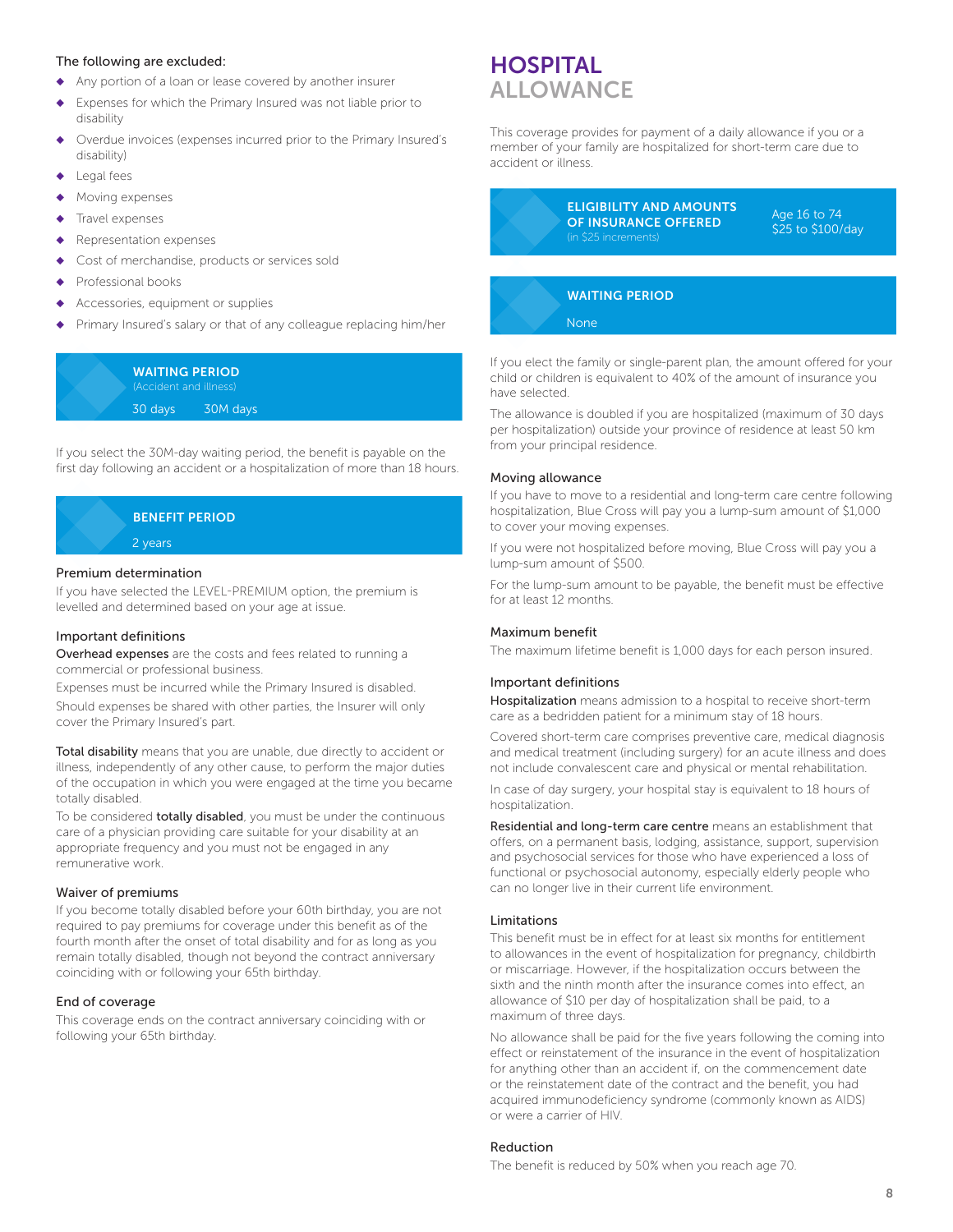The following are excluded:

- Any portion of a loan or lease covered by another insurer
- Expenses for which the Primary Insured was not liable prior to disability
- Overdue invoices (expenses incurred prior to the Primary Insured's disability)
- Legal fees
- Moving expenses
- Travel expenses
- Representation expenses
- Cost of merchandise, products or services sold
- Professional books
- Accessories, equipment or supplies
- Primary Insured's salary or that of any colleague replacing him/her

**WAITING PERIOD**
(Accident and illness)

30 days 30M days

If you select the 30M-day waiting period, the benefit is payable on the first day following an accident or a hospitalization of more than 18 hours.

**BENEFIT PERIOD**

2 years

### Premium determination

If you have selected the LEVEL-PREMIUM option, the premium is levelled and determined based on your age at issue.

### Important definitions

**Overhead expenses** are the costs and fees related to running a commercial or professional business.

Expenses must be incurred while the Primary Insured is disabled.

Should expenses be shared with other parties, the Insurer will only cover the Primary Insured's part.

**Total disability** means that you are unable, due directly to accident or illness, independently of any other cause, to perform the major duties of the occupation in which you were engaged at the time you became totally disabled.

To be considered **totally disabled**, you must be under the continuous care of a physician providing care suitable for your disability at an appropriate frequency and you must not be engaged in any remunerative work.

### Waiver of premiums

If you become totally disabled before your 60th birthday, you are not required to pay premiums for coverage under this benefit as of the fourth month after the onset of total disability and for as long as you remain totally disabled, though not beyond the contract anniversary coinciding with or following your 65th birthday.

### End of coverage

This coverage ends on the contract anniversary coinciding with or following your 65th birthday.

# HOSPITAL ALLOWANCE

This coverage provides for payment of a daily allowance if you or a member of your family are hospitalized for short-term care due to accident or illness.

| ELIGIBILITY AND AMOUNTS OF INSURANCE OFFERED (in $25 increments) | Age 16 to 74<br>$25 to $100/day |
|---|---|

**WAITING PERIOD**

None

If you elect the family or single-parent plan, the amount offered for your child or children is equivalent to 40% of the amount of insurance you have selected.

The allowance is doubled if you are hospitalized (maximum of 30 days per hospitalization) outside your province of residence at least 50 km from your principal residence.

### Moving allowance

If you have to move to a residential and long-term care centre following hospitalization, Blue Cross will pay you a lump-sum amount of $1,000 to cover your moving expenses.

If you were not hospitalized before moving, Blue Cross will pay you a lump-sum amount of $500.

For the lump-sum amount to be payable, the benefit must be effective for at least 12 months.

### Maximum benefit

The maximum lifetime benefit is 1,000 days for each person insured.

### Important definitions

**Hospitalization** means admission to a hospital to receive short-term care as a bedridden patient for a minimum stay of 18 hours.

Covered short-term care comprises preventive care, medical diagnosis and medical treatment (including surgery) for an acute illness and does not include convalescent care and physical or mental rehabilitation.

In case of day surgery, your hospital stay is equivalent to 18 hours of hospitalization.

**Residential and long-term care centre** means an establishment that offers, on a permanent basis, lodging, assistance, support, supervision and psychosocial services for those who have experienced a loss of functional or psychosocial autonomy, especially elderly people who can no longer live in their current life environment.

### Limitations

This benefit must be in effect for at least six months for entitlement to allowances in the event of hospitalization for pregnancy, childbirth or miscarriage. However, if the hospitalization occurs between the sixth and the ninth month after the insurance comes into effect, an allowance of $10 per day of hospitalization shall be paid, to a maximum of three days.

No allowance shall be paid for the five years following the coming into effect or reinstatement of the insurance in the event of hospitalization for anything other than an accident if, on the commencement date or the reinstatement date of the contract and the benefit, you had acquired immunodeficiency syndrome (commonly known as AIDS) or were a carrier of HIV.

### Reduction

The benefit is reduced by 50% when you reach age 70.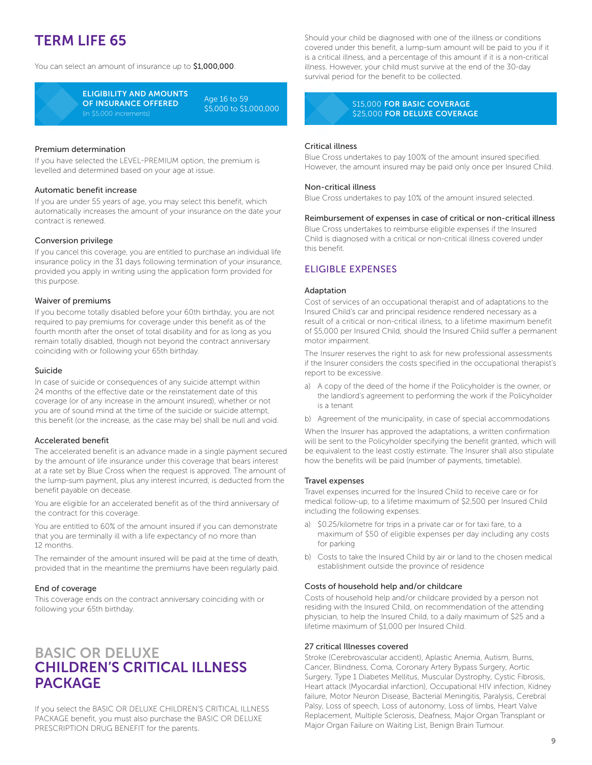# TERM LIFE 65

You can select an amount of insurance up to **$1,000,000**.

| ELIGIBILITY AND AMOUNTS OF INSURANCE OFFERED (in $5,000 increments) | Age 16 to 59 $5,000 to $1,000,000 |
|---|---|

### Premium determination

If you have selected the LEVEL-PREMIUM option, the premium is levelled and determined based on your age at issue.

### Automatic benefit increase

If you are under 55 years of age, you may select this benefit, which automatically increases the amount of your insurance on the date your contract is renewed.

### Conversion privilege

If you cancel this coverage, you are entitled to purchase an individual life insurance policy in the 31 days following termination of your insurance, provided you apply in writing using the application form provided for this purpose.

### Waiver of premiums

If you become totally disabled before your 60th birthday, you are not required to pay premiums for coverage under this benefit as of the fourth month after the onset of total disability and for as long as you remain totally disabled, though not beyond the contract anniversary coinciding with or following your 65th birthday.

### Suicide

In case of suicide or consequences of any suicide attempt within 24 months of the effective date or the reinstatement date of this coverage (or of any increase in the amount insured), whether or not you are of sound mind at the time of the suicide or suicide attempt, this benefit (or the increase, as the case may be) shall be null and void.

### Accelerated benefit

The accelerated benefit is an advance made in a single payment secured by the amount of life insurance under this coverage that bears interest at a rate set by Blue Cross when the request is approved. The amount of the lump-sum payment, plus any interest incurred, is deducted from the benefit payable on decease.

You are eligible for an accelerated benefit as of the third anniversary of the contract for this coverage.

You are entitled to 60% of the amount insured if you can demonstrate that you are terminally ill with a life expectancy of no more than 12 months.

The remainder of the amount insured will be paid at the time of death, provided that in the meantime the premiums have been regularly paid.

### End of coverage

This coverage ends on the contract anniversary coinciding with or following your 65th birthday.

# BASIC OR DELUXE CHILDREN'S CRITICAL ILLNESS PACKAGE

If you select the BASIC OR DELUXE CHILDREN'S CRITICAL ILLNESS PACKAGE benefit, you must also purchase the BASIC OR DELUXE PRESCRIPTION DRUG BENEFIT for the parents.

Should your child be diagnosed with one of the illness or conditions covered under this benefit, a lump-sum amount will be paid to you if it is a critical illness, and a percentage of this amount if it is a non-critical illness. However, your child must survive at the end of the 30-day survival period for the benefit to be collected.

$15,000 **FOR BASIC COVERAGE**
$25,000 **FOR DELUXE COVERAGE**

### Critical illness

Blue Cross undertakes to pay 100% of the amount insured specified. However, the amount insured may be paid only once per Insured Child.

### Non-critical illness

Blue Cross undertakes to pay 10% of the amount insured selected.

### Reimbursement of expenses in case of critical or non-critical illness

Blue Cross undertakes to reimburse eligible expenses if the Insured Child is diagnosed with a critical or non-critical illness covered under this benefit.

## ELIGIBLE EXPENSES

### Adaptation

Cost of services of an occupational therapist and of adaptations to the Insured Child's car and principal residence rendered necessary as a result of a critical or non-critical illness, to a lifetime maximum benefit of $5,000 per Insured Child, should the Insured Child suffer a permanent motor impairment.

The Insurer reserves the right to ask for new professional assessments if the Insurer considers the costs specified in the occupational therapist's report to be excessive.

a) A copy of the deed of the home if the Policyholder is the owner, or the landlord's agreement to performing the work if the Policyholder is a tenant

b) Agreement of the municipality, in case of special accommodations

When the Insurer has approved the adaptations, a written confirmation will be sent to the Policyholder specifying the benefit granted, which will be equivalent to the least costly estimate. The Insurer shall also stipulate how the benefits will be paid (number of payments, timetable).

### Travel expenses

Travel expenses incurred for the Insured Child to receive care or for medical follow-up, to a lifetime maximum of $2,500 per Insured Child including the following expenses:

a) $0.25/kilometre for trips in a private car or for taxi fare, to a maximum of $50 of eligible expenses per day including any costs for parking

b) Costs to take the Insured Child by air or land to the chosen medical establishment outside the province of residence

### Costs of household help and/or childcare

Costs of household help and/or childcare provided by a person not residing with the Insured Child, on recommendation of the attending physician, to help the Insured Child, to a daily maximum of $25 and a lifetime maximum of $1,000 per Insured Child.

### 27 critical Illnesses covered

Stroke (Cerebrovascular accident), Aplastic Anemia, Autism, Burns, Cancer, Blindness, Coma, Coronary Artery Bypass Surgery, Aortic Surgery, Type 1 Diabetes Mellitus, Muscular Dystrophy, Cystic Fibrosis, Heart attack (Myocardial infarction), Occupational HIV infection, Kidney failure, Motor Neuron Disease, Bacterial Meningitis, Paralysis, Cerebral Palsy, Loss of speech, Loss of autonomy, Loss of limbs, Heart Valve Replacement, Multiple Sclerosis, Deafness, Major Organ Transplant or Major Organ Failure on Waiting List, Benign Brain Tumour.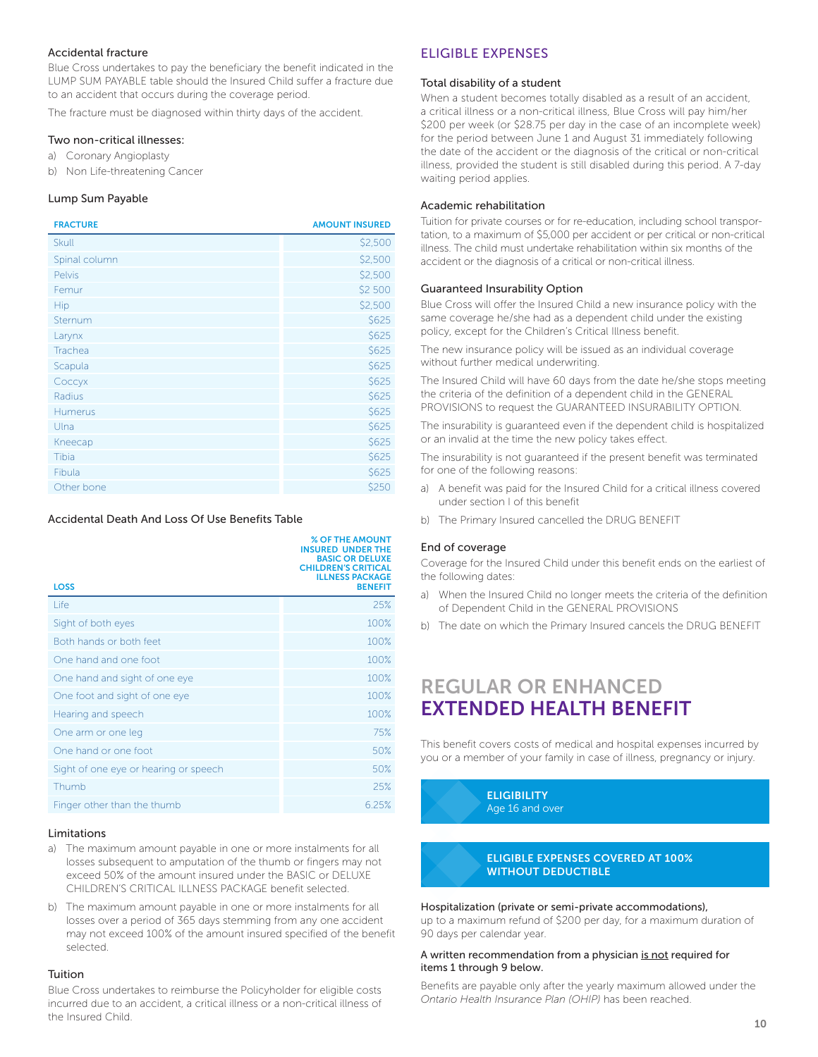### Accidental fracture

Blue Cross undertakes to pay the beneficiary the benefit indicated in the LUMP SUM PAYABLE table should the Insured Child suffer a fracture due to an accident that occurs during the coverage period.

The fracture must be diagnosed within thirty days of the accident.

### Two non-critical illnesses:

a) Coronary Angioplasty
b) Non Life-threatening Cancer

### Lump Sum Payable

| FRACTURE | AMOUNT INSURED |
|---|---|
| Skull | $2,500 |
| Spinal column | $2,500 |
| Pelvis | $2,500 |
| Femur | $2 500 |
| Hip | $2,500 |
| Sternum | $625 |
| Larynx | $625 |
| Trachea | $625 |
| Scapula | $625 |
| Coccyx | $625 |
| Radius | $625 |
| Humerus | $625 |
| Ulna | $625 |
| Kneecap | $625 |
| Tibia | $625 |
| Fibula | $625 |
| Other bone | $250 |

### Accidental Death And Loss Of Use Benefits Table

| LOSS | % OF THE AMOUNT INSURED UNDER THE BASIC OR DELUXE CHILDREN'S CRITICAL ILLNESS PACKAGE BENEFIT |
|---|---|
| Life | 25% |
| Sight of both eyes | 100% |
| Both hands or both feet | 100% |
| One hand and one foot | 100% |
| One hand and sight of one eye | 100% |
| One foot and sight of one eye | 100% |
| Hearing and speech | 100% |
| One arm or one leg | 75% |
| One hand or one foot | 50% |
| Sight of one eye or hearing or speech | 50% |
| Thumb | 25% |
| Finger other than the thumb | 6.25% |

### Limitations

a) The maximum amount payable in one or more instalments for all losses subsequent to amputation of the thumb or fingers may not exceed 50% of the amount insured under the BASIC or DELUXE CHILDREN'S CRITICAL ILLNESS PACKAGE benefit selected.
b) The maximum amount payable in one or more instalments for all losses over a period of 365 days stemming from any one accident may not exceed 100% of the amount insured specified of the benefit selected.

### Tuition

Blue Cross undertakes to reimburse the Policyholder for eligible costs incurred due to an accident, a critical illness or a non-critical illness of the Insured Child.

## ELIGIBLE EXPENSES

### Total disability of a student

When a student becomes totally disabled as a result of an accident, a critical illness or a non-critical illness, Blue Cross will pay him/her $200 per week (or $28.75 per day in the case of an incomplete week) for the period between June 1 and August 31 immediately following the date of the accident or the diagnosis of the critical or non-critical illness, provided the student is still disabled during this period. A 7-day waiting period applies.

### Academic rehabilitation

Tuition for private courses or for re-education, including school transportation, to a maximum of $5,000 per accident or per critical or non-critical illness. The child must undertake rehabilitation within six months of the accident or the diagnosis of a critical or non-critical illness.

### Guaranteed Insurability Option

Blue Cross will offer the Insured Child a new insurance policy with the same coverage he/she had as a dependent child under the existing policy, except for the Children's Critical Illness benefit.

The new insurance policy will be issued as an individual coverage without further medical underwriting.

The Insured Child will have 60 days from the date he/she stops meeting the criteria of the definition of a dependent child in the GENERAL PROVISIONS to request the GUARANTEED INSURABILITY OPTION.

The insurability is guaranteed even if the dependent child is hospitalized or an invalid at the time the new policy takes effect.

The insurability is not guaranteed if the present benefit was terminated for one of the following reasons:

a) A benefit was paid for the Insured Child for a critical illness covered under section I of this benefit
b) The Primary Insured cancelled the DRUG BENEFIT

### End of coverage

Coverage for the Insured Child under this benefit ends on the earliest of the following dates:

a) When the Insured Child no longer meets the criteria of the definition of Dependent Child in the GENERAL PROVISIONS
b) The date on which the Primary Insured cancels the DRUG BENEFIT

# REGULAR OR ENHANCED EXTENDED HEALTH BENEFIT

This benefit covers costs of medical and hospital expenses incurred by you or a member of your family in case of illness, pregnancy or injury.

**ELIGIBILITY**
Age 16 and over

**ELIGIBLE EXPENSES COVERED AT 100% WITHOUT DEDUCTIBLE**

**Hospitalization (private or semi-private accommodations),** up to a maximum refund of $200 per day, for a maximum duration of 90 days per calendar year.

**A written recommendation from a physician is not required for items 1 through 9 below.**

Benefits are payable only after the yearly maximum allowed under the *Ontario Health Insurance Plan (OHIP)* has been reached.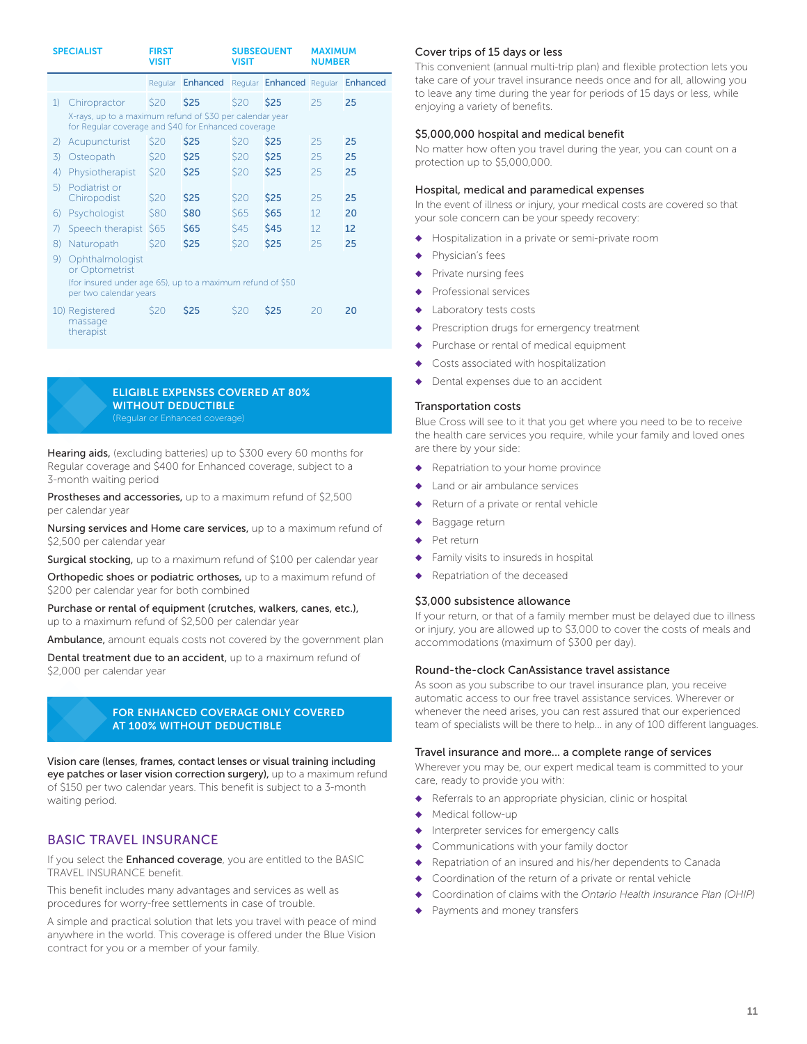| SPECIALIST | FIRST VISIT | | SUBSEQUENT VISIT | | MAXIMUM NUMBER | |
|---|---|---|---|---|---|---|
| | Regular | Enhanced | Regular | Enhanced | Regular | Enhanced |
| 1) Chiropractor | $20 | **$25** | $20 | **$25** | 25 | **25** |
| X-rays, up to a maximum refund of $30 per calendar year for Regular coverage and $40 for Enhanced coverage | | | | | | |
| 2) Acupuncturist | $20 | **$25** | $20 | **$25** | 25 | **25** |
| 3) Osteopath | $20 | **$25** | $20 | **$25** | 25 | **25** |
| 4) Physiotherapist | $20 | **$25** | $20 | **$25** | 25 | **25** |
| 5) Podiatrist or Chiropodist | $20 | **$25** | $20 | **$25** | 25 | **25** |
| 6) Psychologist | $80 | **$80** | $65 | **$65** | 12 | **20** |
| 7) Speech therapist | $65 | **$65** | $45 | **$45** | 12 | **12** |
| 8) Naturopath | $20 | **$25** | $20 | **$25** | 25 | **25** |
| 9) Ophthalmologist or Optometrist | | | | | | |
| (for insured under age 65), up to a maximum refund of $50 per two calendar years | | | | | | |
| 10) Registered massage therapist | $20 | **$25** | $20 | **$25** | 20 | **20** |

## ELIGIBLE EXPENSES COVERED AT 80% WITHOUT DEDUCTIBLE

(Regular or Enhanced coverage)

**Hearing aids,** (excluding batteries) up to $300 every 60 months for Regular coverage and $400 for Enhanced coverage, subject to a 3-month waiting period

**Prostheses and accessories,** up to a maximum refund of $2,500 per calendar year

**Nursing services and Home care services,** up to a maximum refund of $2,500 per calendar year

**Surgical stocking,** up to a maximum refund of $100 per calendar year

**Orthopedic shoes or podiatric orthoses,** up to a maximum refund of $200 per calendar year for both combined

**Purchase or rental of equipment (crutches, walkers, canes, etc.),** up to a maximum refund of $2,500 per calendar year

**Ambulance,** amount equals costs not covered by the government plan

**Dental treatment due to an accident,** up to a maximum refund of $2,000 per calendar year

## FOR ENHANCED COVERAGE ONLY COVERED AT 100% WITHOUT DEDUCTIBLE

**Vision care (lenses, frames, contact lenses or visual training including eye patches or laser vision correction surgery),** up to a maximum refund of $150 per two calendar years. This benefit is subject to a 3-month waiting period.

## BASIC TRAVEL INSURANCE

If you select the **Enhanced coverage**, you are entitled to the BASIC TRAVEL INSURANCE benefit.

This benefit includes many advantages and services as well as procedures for worry-free settlements in case of trouble.

A simple and practical solution that lets you travel with peace of mind anywhere in the world. This coverage is offered under the Blue Vision contract for you or a member of your family.

### Cover trips of 15 days or less

This convenient (annual multi-trip plan) and flexible protection lets you take care of your travel insurance needs once and for all, allowing you to leave any time during the year for periods of 15 days or less, while enjoying a variety of benefits.

### $5,000,000 hospital and medical benefit

No matter how often you travel during the year, you can count on a protection up to $5,000,000.

### Hospital, medical and paramedical expenses

In the event of illness or injury, your medical costs are covered so that your sole concern can be your speedy recovery:

- Hospitalization in a private or semi-private room
- Physician's fees
- Private nursing fees
- Professional services
- Laboratory tests costs
- Prescription drugs for emergency treatment
- Purchase or rental of medical equipment
- Costs associated with hospitalization
- Dental expenses due to an accident

### Transportation costs

Blue Cross will see to it that you get where you need to be to receive the health care services you require, while your family and loved ones are there by your side:

- Repatriation to your home province
- Land or air ambulance services
- Return of a private or rental vehicle
- Baggage return
- Pet return
- Family visits to insureds in hospital
- Repatriation of the deceased

### $3,000 subsistence allowance

If your return, or that of a family member must be delayed due to illness or injury, you are allowed up to $3,000 to cover the costs of meals and accommodations (maximum of $300 per day).

### Round-the-clock CanAssistance travel assistance

As soon as you subscribe to our travel insurance plan, you receive automatic access to our free travel assistance services. Wherever or whenever the need arises, you can rest assured that our experienced team of specialists will be there to help... in any of 100 different languages.

### Travel insurance and more... a complete range of services

Wherever you may be, our expert medical team is committed to your care, ready to provide you with:

- Referrals to an appropriate physician, clinic or hospital
- Medical follow-up
- Interpreter services for emergency calls
- Communications with your family doctor
- Repatriation of an insured and his/her dependents to Canada
- Coordination of the return of a private or rental vehicle
- Coordination of claims with the *Ontario Health Insurance Plan (OHIP)*
- Payments and money transfers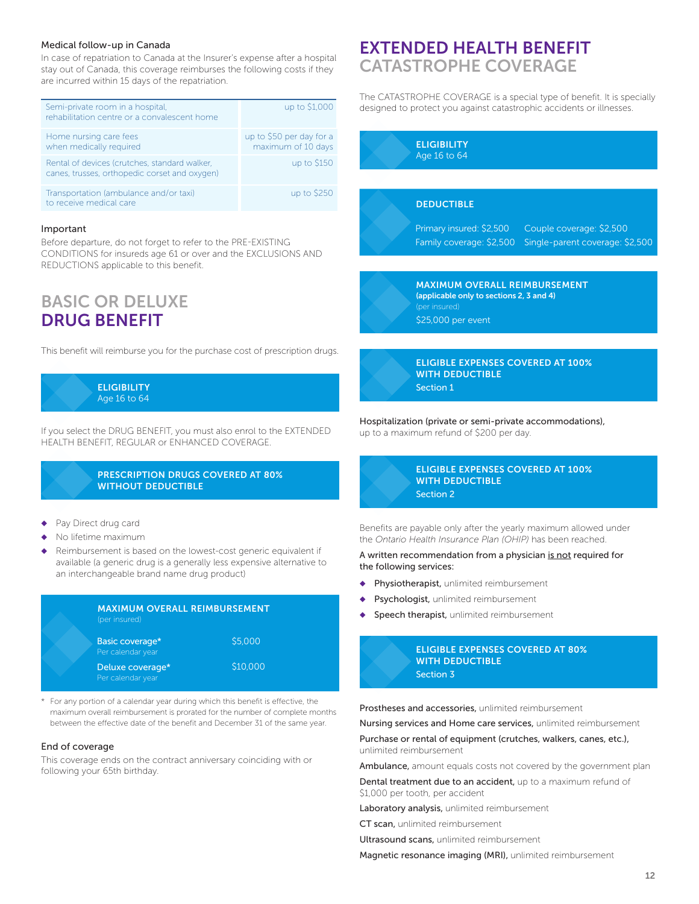### Medical follow-up in Canada

In case of repatriation to Canada at the Insurer's expense after a hospital stay out of Canada, this coverage reimburses the following costs if they are incurred within 15 days of the repatriation.

| | |
|---|---|
| Semi-private room in a hospital, rehabilitation centre or a convalescent home | up to $1,000 |
| Home nursing care fees when medically required | up to $50 per day for a maximum of 10 days |
| Rental of devices (crutches, standard walker, canes, trusses, orthopedic corset and oxygen) | up to $150 |
| Transportation (ambulance and/or taxi) to receive medical care | up to $250 |

### Important

Before departure, do not forget to refer to the PRE-EXISTING CONDITIONS for insureds age 61 or over and the EXCLUSIONS AND REDUCTIONS applicable to this benefit.

## BASIC OR DELUXE DRUG BENEFIT

This benefit will reimburse you for the purchase cost of prescription drugs.

**ELIGIBILITY**
Age 16 to 64

If you select the DRUG BENEFIT, you must also enrol to the EXTENDED HEALTH BENEFIT, REGULAR or ENHANCED COVERAGE.

**PRESCRIPTION DRUGS COVERED AT 80% WITHOUT DEDUCTIBLE**

- Pay Direct drug card
- No lifetime maximum
- Reimbursement is based on the lowest-cost generic equivalent if available (a generic drug is a generally less expensive alternative to an interchangeable brand name drug product)

**MAXIMUM OVERALL REIMBURSEMENT**
(per insured)

| | |
|---|---|
| Basic coverage* Per calendar year | $5,000 |
| Deluxe coverage* Per calendar year | $10,000 |

\* For any portion of a calendar year during which this benefit is effective, the maximum overall reimbursement is prorated for the number of complete months between the effective date of the benefit and December 31 of the same year.

### End of coverage

This coverage ends on the contract anniversary coinciding with or following your 65th birthday.

## EXTENDED HEALTH BENEFIT CATASTROPHE COVERAGE

The CATASTROPHE COVERAGE is a special type of benefit. It is specially designed to protect you against catastrophic accidents or illnesses.

**ELIGIBILITY**
Age 16 to 64

**DEDUCTIBLE**

| | |
|---|---|
| Primary insured: $2,500 | Couple coverage: $2,500 |
| Family coverage: $2,500 | Single-parent coverage: $2,500 |

**MAXIMUM OVERALL REIMBURSEMENT**
**(applicable only to sections 2, 3 and 4)**
(per insured)
$25,000 per event

**ELIGIBLE EXPENSES COVERED AT 100% WITH DEDUCTIBLE**
Section 1

**Hospitalization (private or semi-private accommodations),** up to a maximum refund of $200 per day.

**ELIGIBLE EXPENSES COVERED AT 100% WITH DEDUCTIBLE**
Section 2

Benefits are payable only after the yearly maximum allowed under the *Ontario Health Insurance Plan (OHIP)* has been reached.

**A written recommendation from a physician is not required for the following services:**

- **Physiotherapist,** unlimited reimbursement
- **Psychologist,** unlimited reimbursement
- **Speech therapist,** unlimited reimbursement

**ELIGIBLE EXPENSES COVERED AT 80% WITH DEDUCTIBLE**
Section 3

**Prostheses and accessories,** unlimited reimbursement

**Nursing services and Home care services,** unlimited reimbursement

**Purchase or rental of equipment (crutches, walkers, canes, etc.),** unlimited reimbursement

**Ambulance,** amount equals costs not covered by the government plan

**Dental treatment due to an accident,** up to a maximum refund of $1,000 per tooth, per accident

**Laboratory analysis,** unlimited reimbursement

**CT scan,** unlimited reimbursement

**Ultrasound scans,** unlimited reimbursement

**Magnetic resonance imaging (MRI),** unlimited reimbursement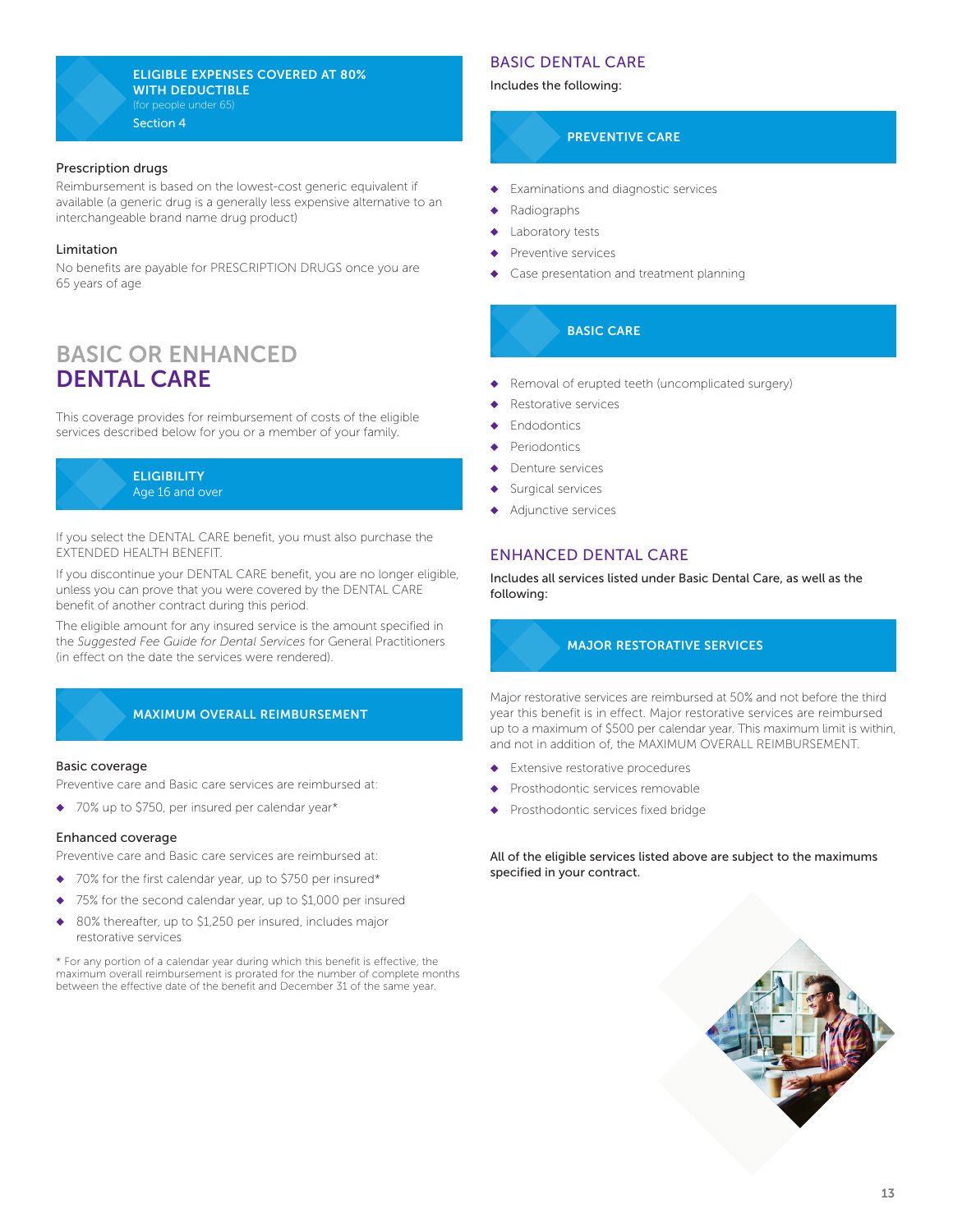**ELIGIBLE EXPENSES COVERED AT 80% WITH DEDUCTIBLE**
(for people under 65)
Section 4

### Prescription drugs

Reimbursement is based on the lowest-cost generic equivalent if available (a generic drug is a generally less expensive alternative to an interchangeable brand name drug product)

### Limitation

No benefits are payable for PRESCRIPTION DRUGS once you are 65 years of age

## BASIC OR ENHANCED DENTAL CARE

This coverage provides for reimbursement of costs of the eligible services described below for you or a member of your family.

**ELIGIBILITY**
Age 16 and over

If you select the DENTAL CARE benefit, you must also purchase the EXTENDED HEALTH BENEFIT.

If you discontinue your DENTAL CARE benefit, you are no longer eligible, unless you can prove that you were covered by the DENTAL CARE benefit of another contract during this period.

The eligible amount for any insured service is the amount specified in the *Suggested Fee Guide for Dental Services* for General Practitioners (in effect on the date the services were rendered).

**MAXIMUM OVERALL REIMBURSEMENT**

### Basic coverage

Preventive care and Basic care services are reimbursed at:

- 70% up to $750, per insured per calendar year*

### Enhanced coverage

Preventive care and Basic care services are reimbursed at:

- 70% for the first calendar year, up to $750 per insured*
- 75% for the second calendar year, up to $1,000 per insured
- 80% thereafter, up to $1,250 per insured, includes major restorative services

\* For any portion of a calendar year during which this benefit is effective, the maximum overall reimbursement is prorated for the number of complete months between the effective date of the benefit and December 31 of the same year.

## BASIC DENTAL CARE

Includes the following:

**PREVENTIVE CARE**

- Examinations and diagnostic services
- Radiographs
- Laboratory tests
- Preventive services
- Case presentation and treatment planning

**BASIC CARE**

- Removal of erupted teeth (uncomplicated surgery)
- Restorative services
- Endodontics
- Periodontics
- Denture services
- Surgical services
- Adjunctive services

## ENHANCED DENTAL CARE

Includes all services listed under Basic Dental Care, as well as the following:

**MAJOR RESTORATIVE SERVICES**

Major restorative services are reimbursed at 50% and not before the third year this benefit is in effect. Major restorative services are reimbursed up to a maximum of $500 per calendar year. This maximum limit is within, and not in addition of, the MAXIMUM OVERALL REIMBURSEMENT.

- Extensive restorative procedures
- Prosthodontic services removable
- Prosthodontic services fixed bridge

All of the eligible services listed above are subject to the maximums specified in your contract.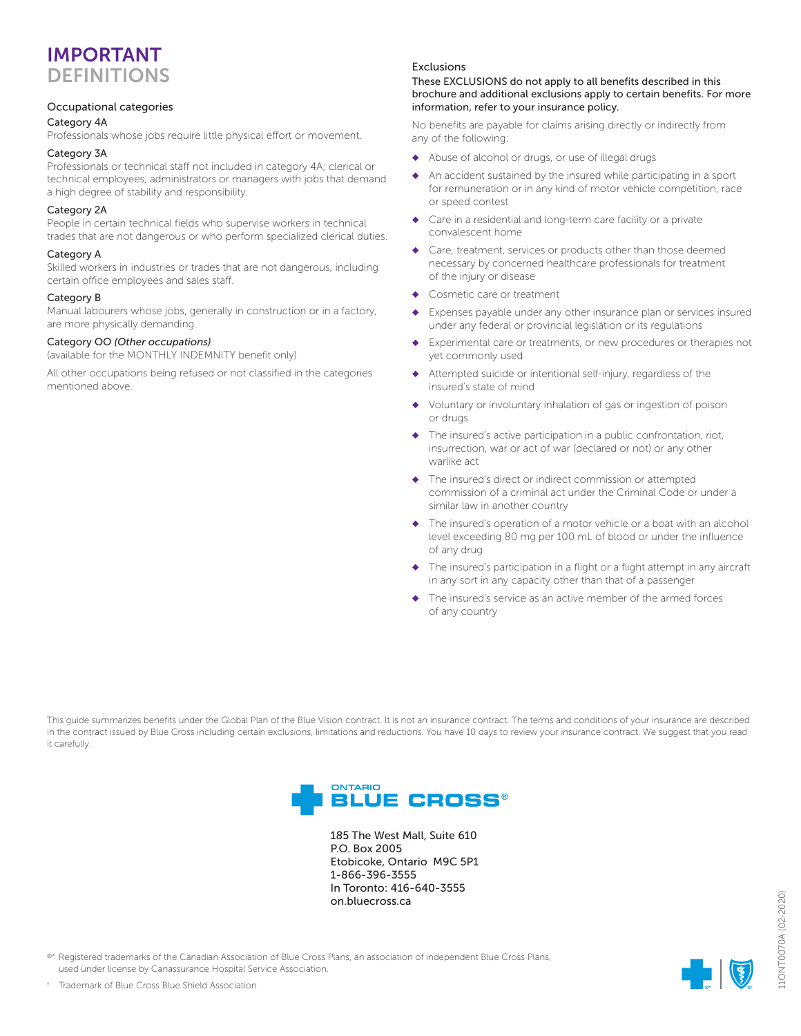# IMPORTANT DEFINITIONS

## Occupational categories

### Category 4A

Professionals whose jobs require little physical effort or movement.

### Category 3A

Professionals or technical staff not included in category 4A; clerical or technical employees, administrators or managers with jobs that demand a high degree of stability and responsibility.

### Category 2A

People in certain technical fields who supervise workers in technical trades that are not dangerous or who perform specialized clerical duties.

### Category A

Skilled workers in industries or trades that are not dangerous, including certain office employees and sales staff.

### Category B

Manual labourers whose jobs, generally in construction or in a factory, are more physically demanding.

### Category OO *(Other occupations)*

(available for the MONTHLY INDEMNITY benefit only)

All other occupations being refused or not classified in the categories mentioned above.

## Exclusions

**These EXCLUSIONS do not apply to all benefits described in this brochure and additional exclusions apply to certain benefits. For more information, refer to your insurance policy.**

No benefits are payable for claims arising directly or indirectly from any of the following:

- Abuse of alcohol or drugs, or use of illegal drugs
- An accident sustained by the insured while participating in a sport for remuneration or in any kind of motor vehicle competition, race or speed contest
- Care in a residential and long-term care facility or a private convalescent home
- Care, treatment, services or products other than those deemed necessary by concerned healthcare professionals for treatment of the injury or disease
- Cosmetic care or treatment
- Expenses payable under any other insurance plan or services insured under any federal or provincial legislation or its regulations
- Experimental care or treatments, or new procedures or therapies not yet commonly used
- Attempted suicide or intentional self-injury, regardless of the insured's state of mind
- Voluntary or involuntary inhalation of gas or ingestion of poison or drugs
- The insured's active participation in a public confrontation, riot, insurrection, war or act of war (declared or not) or any other warlike act
- The insured's direct or indirect commission or attempted commission of a criminal act under the Criminal Code or under a similar law in another country
- The insured's operation of a motor vehicle or a boat with an alcohol level exceeding 80 mg per 100 mL of blood or under the influence of any drug
- The insured's participation in a flight or a flight attempt in any aircraft in any sort in any capacity other than that of a passenger
- The insured's service as an active member of the armed forces of any country

This guide summarizes benefits under the Global Plan of the Blue Vision contract. It is not an insurance contract. The terms and conditions of your insurance are described in the contract issued by Blue Cross including certain exclusions, limitations and reductions. You have 10 days to review your insurance contract. We suggest that you read it carefully.

ONTARIO BLUE CROSS®

185 The West Mall, Suite 610
P.O. Box 2005
Etobicoke, Ontario M9C 5P1
1-866-396-3555
In Toronto: 416-640-3555
on.bluecross.ca

®* Registered trademarks of the Canadian Association of Blue Cross Plans, an association of independent Blue Cross Plans, used under license by Canassurance Hospital Service Association.

† Trademark of Blue Cross Blue Shield Association.

11ONT0070A (02-2020)